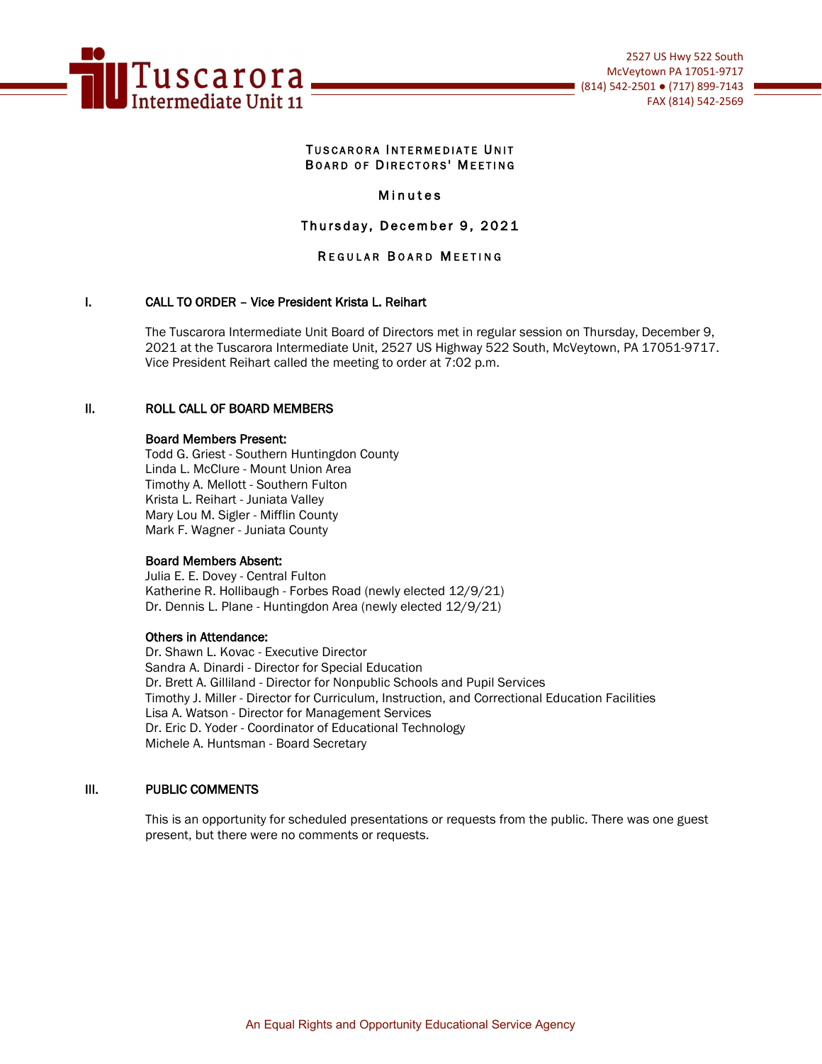Tuscarora Intermediate Unit 11

2527 US Hwy 522 South
McVeytown PA 17051-9717
(814) 542-2501 ● (717) 899-7143
FAX (814) 542-2569

# TUSCARORA INTERMEDIATE UNIT
# BOARD OF DIRECTORS' MEETING

## Minutes

## Thursday, December 9, 2021

## REGULAR BOARD MEETING

### I. CALL TO ORDER – Vice President Krista L. Reihart

The Tuscarora Intermediate Unit Board of Directors met in regular session on Thursday, December 9, 2021 at the Tuscarora Intermediate Unit, 2527 US Highway 522 South, McVeytown, PA 17051-9717. Vice President Reihart called the meeting to order at 7:02 p.m.

### II. ROLL CALL OF BOARD MEMBERS

**Board Members Present:**
Todd G. Griest - Southern Huntingdon County
Linda L. McClure - Mount Union Area
Timothy A. Mellott - Southern Fulton
Krista L. Reihart - Juniata Valley
Mary Lou M. Sigler - Mifflin County
Mark F. Wagner - Juniata County

**Board Members Absent:**
Julia E. E. Dovey - Central Fulton
Katherine R. Hollibaugh - Forbes Road (newly elected 12/9/21)
Dr. Dennis L. Plane - Huntingdon Area (newly elected 12/9/21)

**Others in Attendance:**
Dr. Shawn L. Kovac - Executive Director
Sandra A. Dinardi - Director for Special Education
Dr. Brett A. Gilliland - Director for Nonpublic Schools and Pupil Services
Timothy J. Miller - Director for Curriculum, Instruction, and Correctional Education Facilities
Lisa A. Watson - Director for Management Services
Dr. Eric D. Yoder - Coordinator of Educational Technology
Michele A. Huntsman - Board Secretary

### III. PUBLIC COMMENTS

This is an opportunity for scheduled presentations or requests from the public. There was one guest present, but there were no comments or requests.

An Equal Rights and Opportunity Educational Service Agency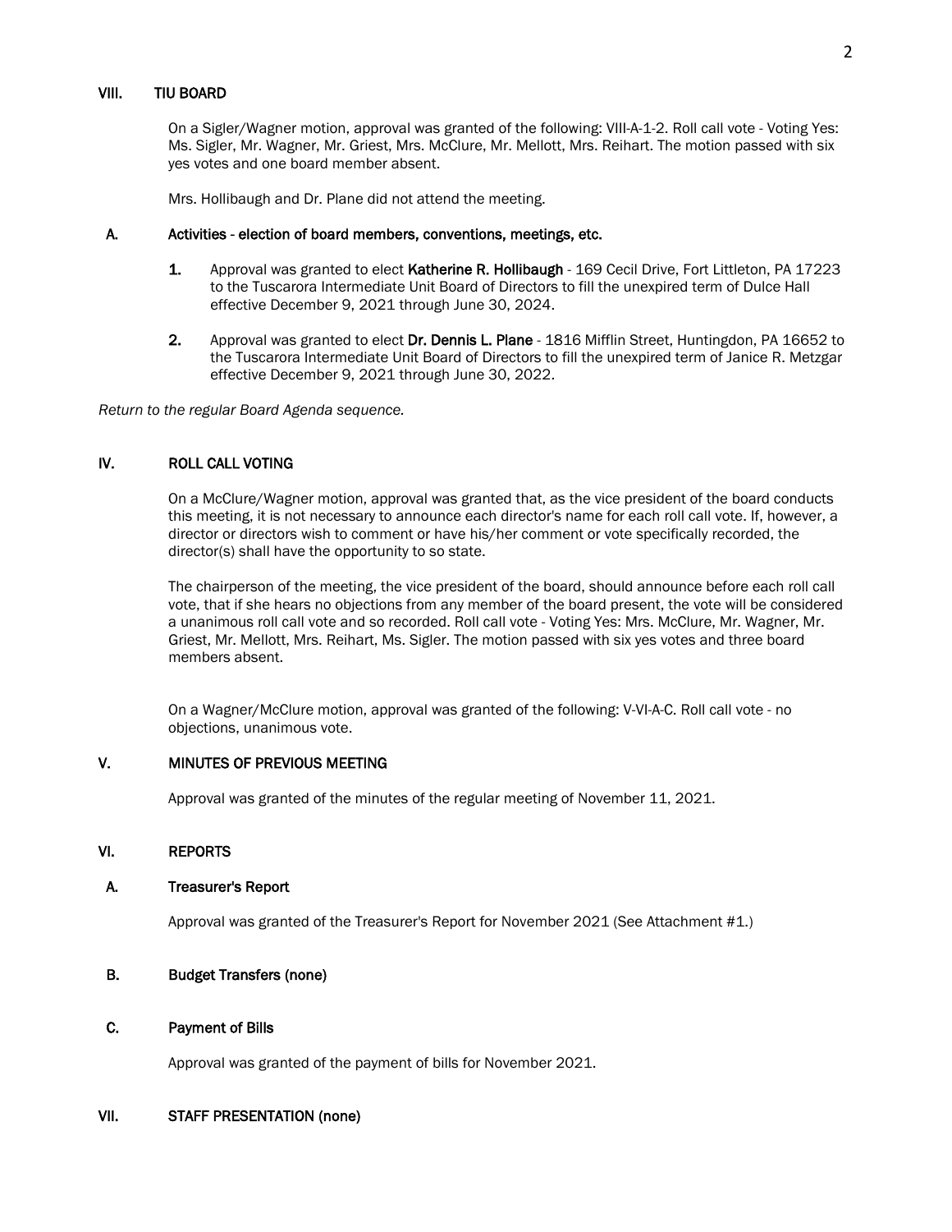## VIII. TIU BOARD

On a Sigler/Wagner motion, approval was granted of the following: VIII-A-1-2. Roll call vote - Voting Yes: Ms. Sigler, Mr. Wagner, Mr. Griest, Mrs. McClure, Mr. Mellott, Mrs. Reihart. The motion passed with six yes votes and one board member absent.

Mrs. Hollibaugh and Dr. Plane did not attend the meeting.

### A. Activities - election of board members, conventions, meetings, etc.

1. Approval was granted to elect **Katherine R. Hollibaugh** - 169 Cecil Drive, Fort Littleton, PA 17223 to the Tuscarora Intermediate Unit Board of Directors to fill the unexpired term of Dulce Hall effective December 9, 2021 through June 30, 2024.

2. Approval was granted to elect **Dr. Dennis L. Plane** - 1816 Mifflin Street, Huntingdon, PA 16652 to the Tuscarora Intermediate Unit Board of Directors to fill the unexpired term of Janice R. Metzgar effective December 9, 2021 through June 30, 2022.

*Return to the regular Board Agenda sequence.*

## IV. ROLL CALL VOTING

On a McClure/Wagner motion, approval was granted that, as the vice president of the board conducts this meeting, it is not necessary to announce each director's name for each roll call vote. If, however, a director or directors wish to comment or have his/her comment or vote specifically recorded, the director(s) shall have the opportunity to so state.

The chairperson of the meeting, the vice president of the board, should announce before each roll call vote, that if she hears no objections from any member of the board present, the vote will be considered a unanimous roll call vote and so recorded. Roll call vote - Voting Yes: Mrs. McClure, Mr. Wagner, Mr. Griest, Mr. Mellott, Mrs. Reihart, Ms. Sigler. The motion passed with six yes votes and three board members absent.

On a Wagner/McClure motion, approval was granted of the following: V-VI-A-C. Roll call vote - no objections, unanimous vote.

## V. MINUTES OF PREVIOUS MEETING

Approval was granted of the minutes of the regular meeting of November 11, 2021.

## VI. REPORTS

### A. Treasurer's Report

Approval was granted of the Treasurer's Report for November 2021 (See Attachment #1.)

### B. Budget Transfers (none)

### C. Payment of Bills

Approval was granted of the payment of bills for November 2021.

## VII. STAFF PRESENTATION (none)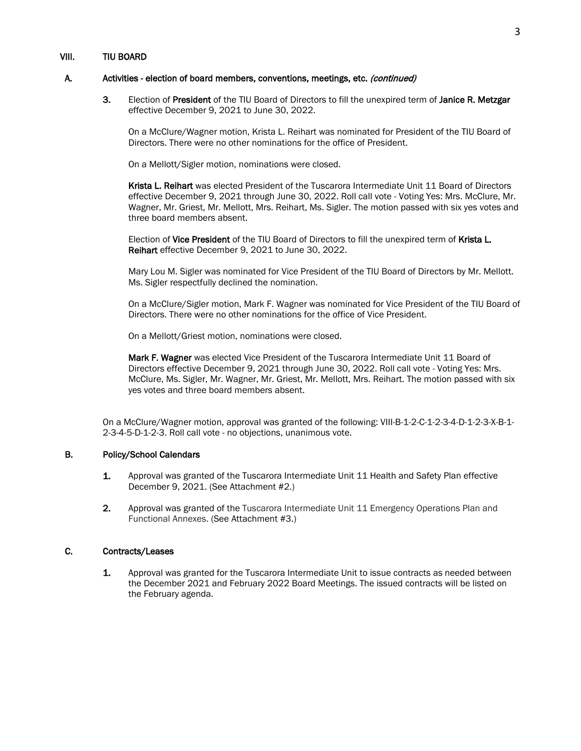## VIII. TIU BOARD

### A. Activities - election of board members, conventions, meetings, etc. *(continued)*

**3.** Election of **President** of the TIU Board of Directors to fill the unexpired term of **Janice R. Metzgar** effective December 9, 2021 to June 30, 2022.

On a McClure/Wagner motion, Krista L. Reihart was nominated for President of the TIU Board of Directors. There were no other nominations for the office of President.

On a Mellott/Sigler motion, nominations were closed.

**Krista L. Reihart** was elected President of the Tuscarora Intermediate Unit 11 Board of Directors effective December 9, 2021 through June 30, 2022. Roll call vote - Voting Yes: Mrs. McClure, Mr. Wagner, Mr. Griest, Mr. Mellott, Mrs. Reihart, Ms. Sigler. The motion passed with six yes votes and three board members absent.

Election of **Vice President** of the TIU Board of Directors to fill the unexpired term of **Krista L. Reihart** effective December 9, 2021 to June 30, 2022.

Mary Lou M. Sigler was nominated for Vice President of the TIU Board of Directors by Mr. Mellott. Ms. Sigler respectfully declined the nomination.

On a McClure/Sigler motion, Mark F. Wagner was nominated for Vice President of the TIU Board of Directors. There were no other nominations for the office of Vice President.

On a Mellott/Griest motion, nominations were closed.

**Mark F. Wagner** was elected Vice President of the Tuscarora Intermediate Unit 11 Board of Directors effective December 9, 2021 through June 30, 2022. Roll call vote - Voting Yes: Mrs. McClure, Ms. Sigler, Mr. Wagner, Mr. Griest, Mr. Mellott, Mrs. Reihart. The motion passed with six yes votes and three board members absent.

On a McClure/Wagner motion, approval was granted of the following: VIII-B-1-2-C-1-2-3-4-D-1-2-3-X-B-1-2-3-4-5-D-1-2-3. Roll call vote - no objections, unanimous vote.

### B. Policy/School Calendars

**1.** Approval was granted of the Tuscarora Intermediate Unit 11 Health and Safety Plan effective December 9, 2021. (See Attachment #2.)

**2.** Approval was granted of the Tuscarora Intermediate Unit 11 Emergency Operations Plan and Functional Annexes. (See Attachment #3.)

### C. Contracts/Leases

**1.** Approval was granted for the Tuscarora Intermediate Unit to issue contracts as needed between the December 2021 and February 2022 Board Meetings. The issued contracts will be listed on the February agenda.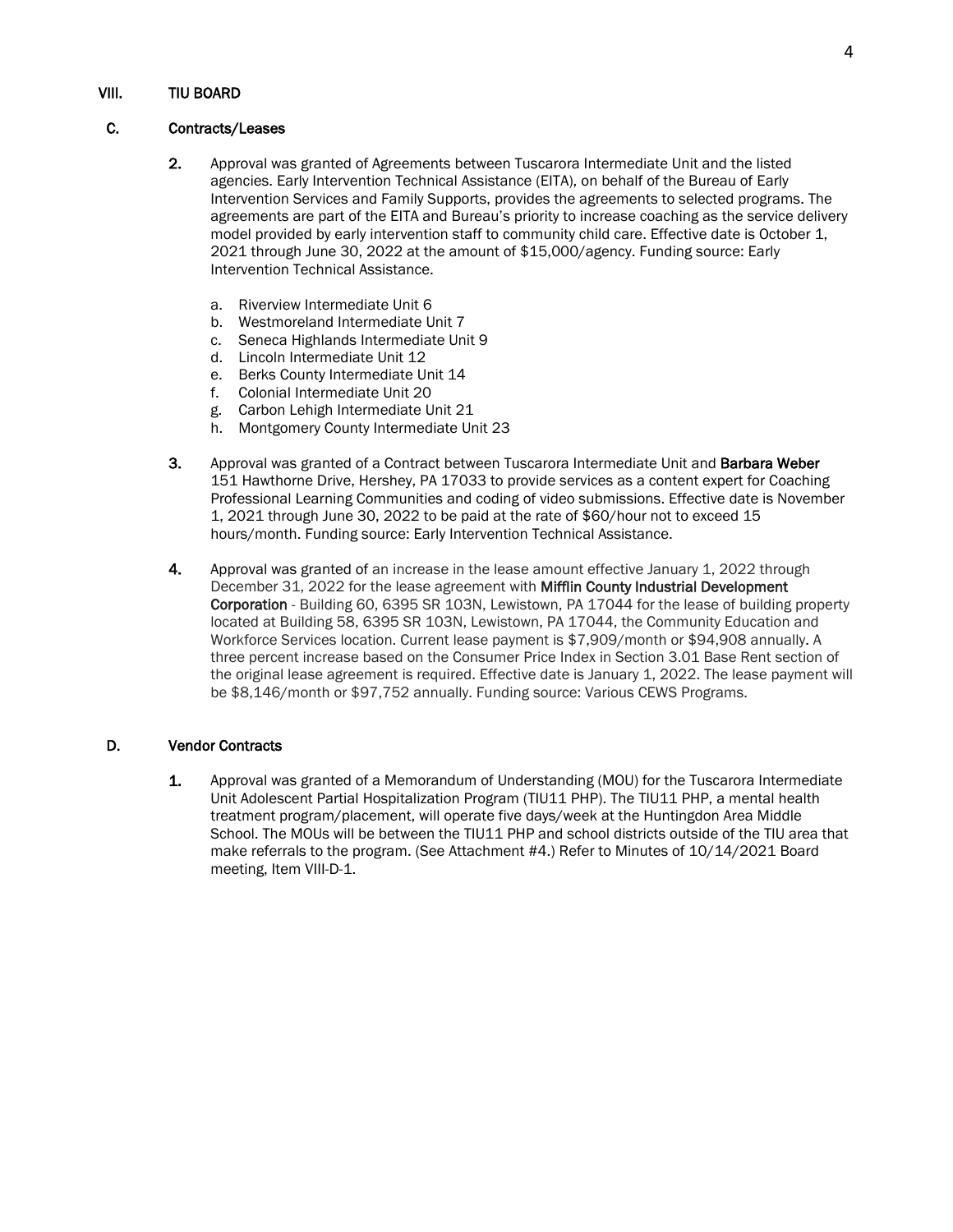## VIII. TIU BOARD

### C. Contracts/Leases

**2.** Approval was granted of Agreements between Tuscarora Intermediate Unit and the listed agencies. Early Intervention Technical Assistance (EITA), on behalf of the Bureau of Early Intervention Services and Family Supports, provides the agreements to selected programs. The agreements are part of the EITA and Bureau's priority to increase coaching as the service delivery model provided by early intervention staff to community child care. Effective date is October 1, 2021 through June 30, 2022 at the amount of $15,000/agency. Funding source: Early Intervention Technical Assistance.

a. Riverview Intermediate Unit 6
b. Westmoreland Intermediate Unit 7
c. Seneca Highlands Intermediate Unit 9
d. Lincoln Intermediate Unit 12
e. Berks County Intermediate Unit 14
f. Colonial Intermediate Unit 20
g. Carbon Lehigh Intermediate Unit 21
h. Montgomery County Intermediate Unit 23

**3.** Approval was granted of a Contract between Tuscarora Intermediate Unit and **Barbara Weber** 151 Hawthorne Drive, Hershey, PA 17033 to provide services as a content expert for Coaching Professional Learning Communities and coding of video submissions. Effective date is November 1, 2021 through June 30, 2022 to be paid at the rate of $60/hour not to exceed 15 hours/month. Funding source: Early Intervention Technical Assistance.

**4.** Approval was granted of an increase in the lease amount effective January 1, 2022 through December 31, 2022 for the lease agreement with **Mifflin County Industrial Development Corporation** - Building 60, 6395 SR 103N, Lewistown, PA 17044 for the lease of building property located at Building 58, 6395 SR 103N, Lewistown, PA 17044, the Community Education and Workforce Services location. Current lease payment is $7,909/month or $94,908 annually. A three percent increase based on the Consumer Price Index in Section 3.01 Base Rent section of the original lease agreement is required. Effective date is January 1, 2022. The lease payment will be $8,146/month or $97,752 annually. Funding source: Various CEWS Programs.

### D. Vendor Contracts

**1.** Approval was granted of a Memorandum of Understanding (MOU) for the Tuscarora Intermediate Unit Adolescent Partial Hospitalization Program (TIU11 PHP). The TIU11 PHP, a mental health treatment program/placement, will operate five days/week at the Huntingdon Area Middle School. The MOUs will be between the TIU11 PHP and school districts outside of the TIU area that make referrals to the program. (See Attachment #4.) Refer to Minutes of 10/14/2021 Board meeting, Item VIII-D-1.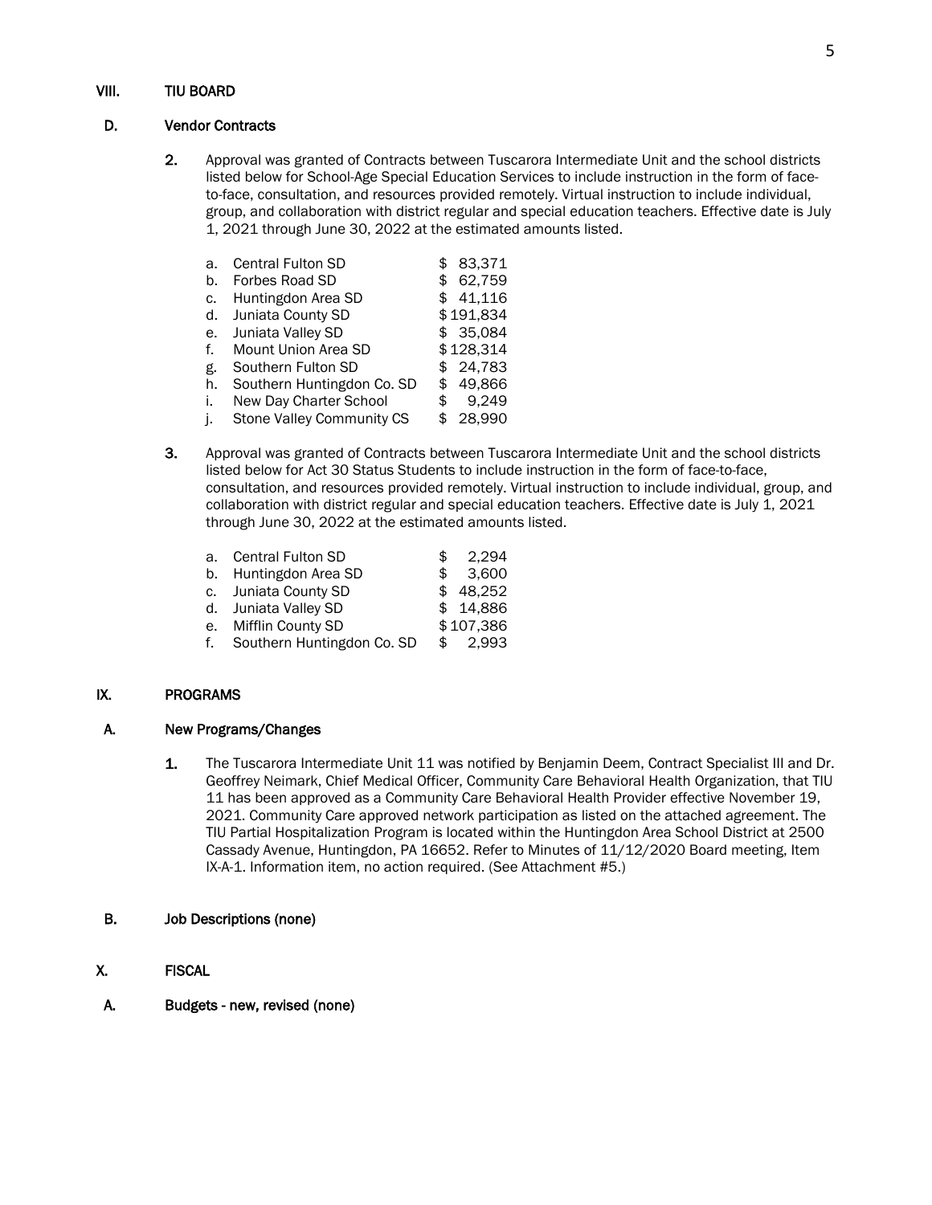## VIII. TIU BOARD

### D. Vendor Contracts

**2.** Approval was granted of Contracts between Tuscarora Intermediate Unit and the school districts listed below for School-Age Special Education Services to include instruction in the form of face-to-face, consultation, and resources provided remotely. Virtual instruction to include individual, group, and collaboration with district regular and special education teachers. Effective date is July 1, 2021 through June 30, 2022 at the estimated amounts listed.

| | | |
|---|---|---|
| a. | Central Fulton SD | $ 83,371 |
| b. | Forbes Road SD | $ 62,759 |
| c. | Huntingdon Area SD | $ 41,116 |
| d. | Juniata County SD | $191,834 |
| e. | Juniata Valley SD | $ 35,084 |
| f. | Mount Union Area SD | $128,314 |
| g. | Southern Fulton SD | $ 24,783 |
| h. | Southern Huntingdon Co. SD | $ 49,866 |
| i. | New Day Charter School | $ 9,249 |
| j. | Stone Valley Community CS | $ 28,990 |

**3.** Approval was granted of Contracts between Tuscarora Intermediate Unit and the school districts listed below for Act 30 Status Students to include instruction in the form of face-to-face, consultation, and resources provided remotely. Virtual instruction to include individual, group, and collaboration with district regular and special education teachers. Effective date is July 1, 2021 through June 30, 2022 at the estimated amounts listed.

| | | |
|---|---|---|
| a. | Central Fulton SD | $ 2,294 |
| b. | Huntingdon Area SD | $ 3,600 |
| c. | Juniata County SD | $ 48,252 |
| d. | Juniata Valley SD | $ 14,886 |
| e. | Mifflin County SD | $107,386 |
| f. | Southern Huntingdon Co. SD | $ 2,993 |

## IX. PROGRAMS

### A. New Programs/Changes

**1.** The Tuscarora Intermediate Unit 11 was notified by Benjamin Deem, Contract Specialist III and Dr. Geoffrey Neimark, Chief Medical Officer, Community Care Behavioral Health Organization, that TIU 11 has been approved as a Community Care Behavioral Health Provider effective November 19, 2021. Community Care approved network participation as listed on the attached agreement. The TIU Partial Hospitalization Program is located within the Huntingdon Area School District at 2500 Cassady Avenue, Huntingdon, PA 16652. Refer to Minutes of 11/12/2020 Board meeting, Item IX-A-1. Information item, no action required. (See Attachment #5.)

### B. Job Descriptions (none)

## X. FISCAL

### A. Budgets - new, revised (none)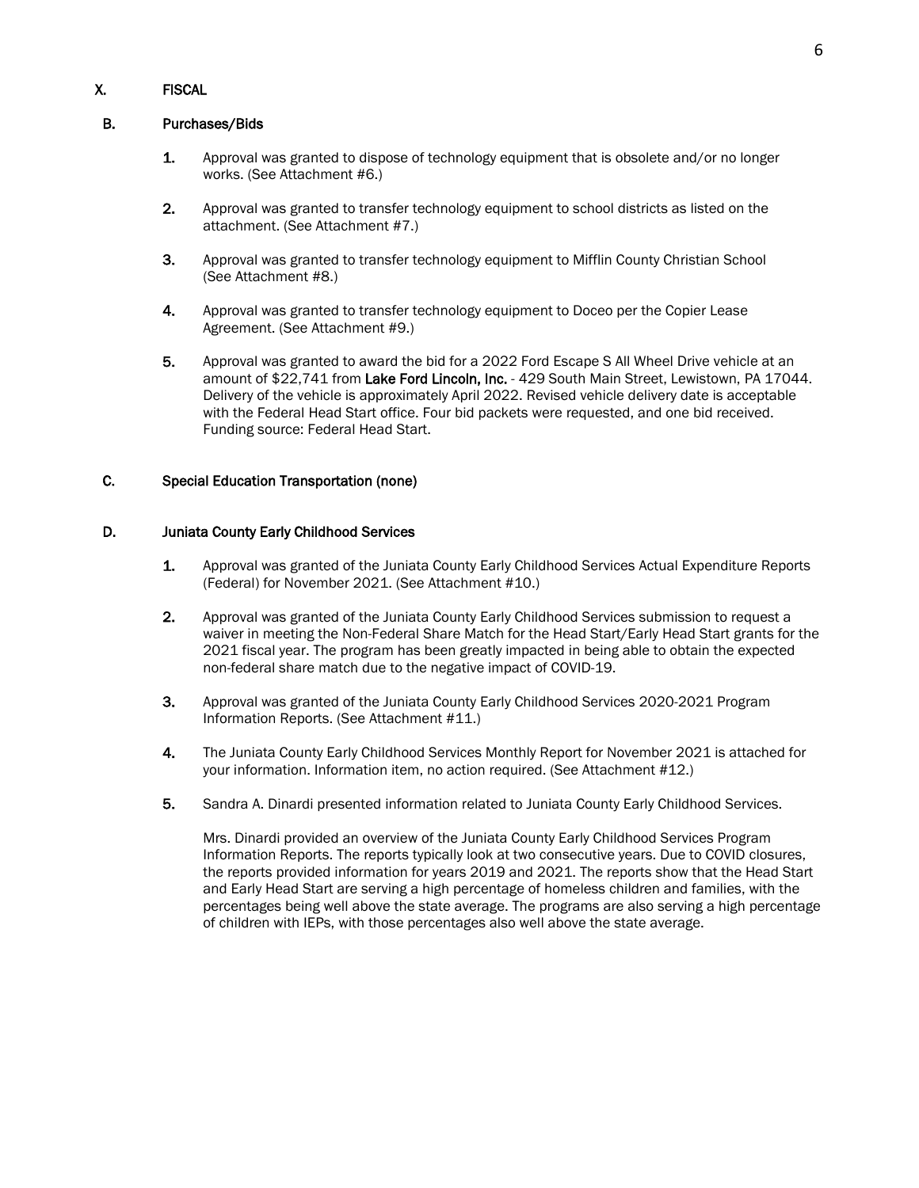## X. FISCAL

### B. Purchases/Bids

1. Approval was granted to dispose of technology equipment that is obsolete and/or no longer works. (See Attachment #6.)

2. Approval was granted to transfer technology equipment to school districts as listed on the attachment. (See Attachment #7.)

3. Approval was granted to transfer technology equipment to Mifflin County Christian School (See Attachment #8.)

4. Approval was granted to transfer technology equipment to Doceo per the Copier Lease Agreement. (See Attachment #9.)

5. Approval was granted to award the bid for a 2022 Ford Escape S All Wheel Drive vehicle at an amount of $22,741 from **Lake Ford Lincoln, Inc.** - 429 South Main Street, Lewistown, PA 17044. Delivery of the vehicle is approximately April 2022. Revised vehicle delivery date is acceptable with the Federal Head Start office. Four bid packets were requested, and one bid received. Funding source: Federal Head Start.

### C. Special Education Transportation (none)

### D. Juniata County Early Childhood Services

1. Approval was granted of the Juniata County Early Childhood Services Actual Expenditure Reports (Federal) for November 2021. (See Attachment #10.)

2. Approval was granted of the Juniata County Early Childhood Services submission to request a waiver in meeting the Non-Federal Share Match for the Head Start/Early Head Start grants for the 2021 fiscal year. The program has been greatly impacted in being able to obtain the expected non-federal share match due to the negative impact of COVID-19.

3. Approval was granted of the Juniata County Early Childhood Services 2020-2021 Program Information Reports. (See Attachment #11.)

4. The Juniata County Early Childhood Services Monthly Report for November 2021 is attached for your information. Information item, no action required. (See Attachment #12.)

5. Sandra A. Dinardi presented information related to Juniata County Early Childhood Services.

   Mrs. Dinardi provided an overview of the Juniata County Early Childhood Services Program Information Reports. The reports typically look at two consecutive years. Due to COVID closures, the reports provided information for years 2019 and 2021. The reports show that the Head Start and Early Head Start are serving a high percentage of homeless children and families, with the percentages being well above the state average. The programs are also serving a high percentage of children with IEPs, with those percentages also well above the state average.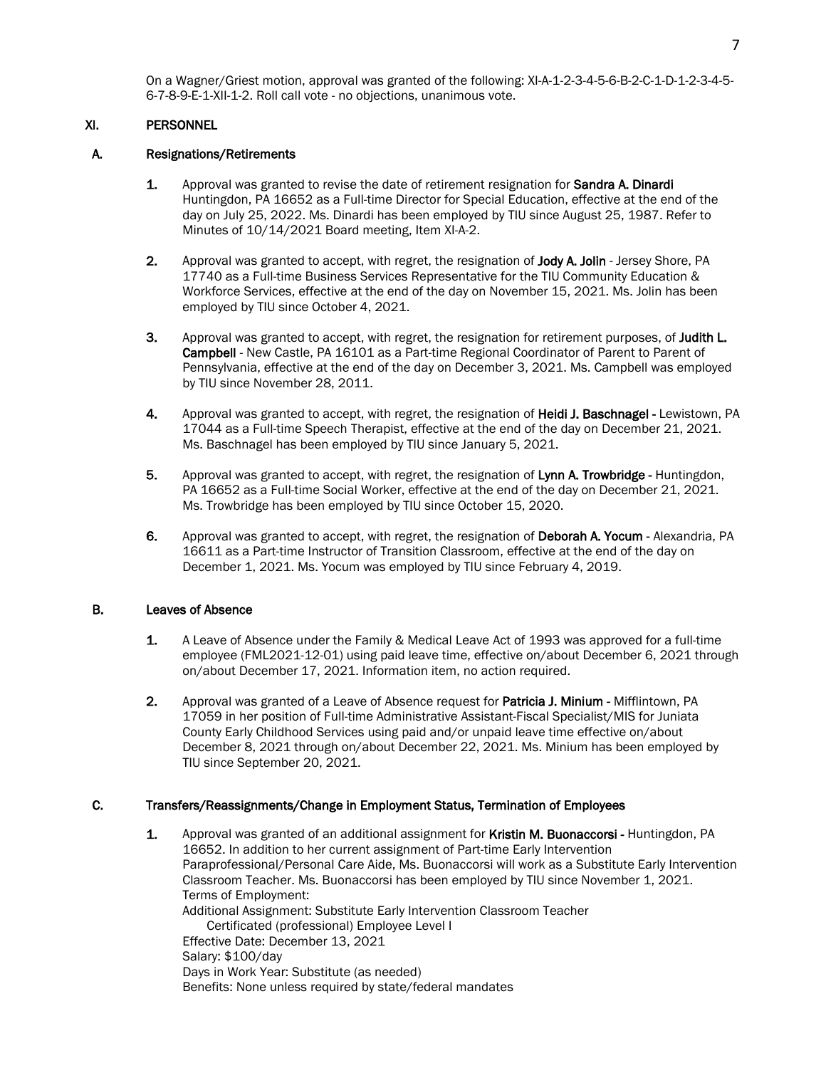On a Wagner/Griest motion, approval was granted of the following: XI-A-1-2-3-4-5-6-B-2-C-1-D-1-2-3-4-5-6-7-8-9-E-1-XII-1-2. Roll call vote - no objections, unanimous vote.

## XI. PERSONNEL

### A. Resignations/Retirements

1. Approval was granted to revise the date of retirement resignation for **Sandra A. Dinardi** Huntingdon, PA 16652 as a Full-time Director for Special Education, effective at the end of the day on July 25, 2022. Ms. Dinardi has been employed by TIU since August 25, 1987. Refer to Minutes of 10/14/2021 Board meeting, Item XI-A-2.

2. Approval was granted to accept, with regret, the resignation of **Jody A. Jolin** - Jersey Shore, PA 17740 as a Full-time Business Services Representative for the TIU Community Education & Workforce Services, effective at the end of the day on November 15, 2021. Ms. Jolin has been employed by TIU since October 4, 2021.

3. Approval was granted to accept, with regret, the resignation for retirement purposes, of **Judith L. Campbell** - New Castle, PA 16101 as a Part-time Regional Coordinator of Parent to Parent of Pennsylvania, effective at the end of the day on December 3, 2021. Ms. Campbell was employed by TIU since November 28, 2011.

4. Approval was granted to accept, with regret, the resignation of **Heidi J. Baschnagel** - Lewistown, PA 17044 as a Full-time Speech Therapist, effective at the end of the day on December 21, 2021. Ms. Baschnagel has been employed by TIU since January 5, 2021.

5. Approval was granted to accept, with regret, the resignation of **Lynn A. Trowbridge** - Huntingdon, PA 16652 as a Full-time Social Worker, effective at the end of the day on December 21, 2021. Ms. Trowbridge has been employed by TIU since October 15, 2020.

6. Approval was granted to accept, with regret, the resignation of **Deborah A. Yocum** - Alexandria, PA 16611 as a Part-time Instructor of Transition Classroom, effective at the end of the day on December 1, 2021. Ms. Yocum was employed by TIU since February 4, 2019.

### B. Leaves of Absence

1. A Leave of Absence under the Family & Medical Leave Act of 1993 was approved for a full-time employee (FML2021-12-01) using paid leave time, effective on/about December 6, 2021 through on/about December 17, 2021. Information item, no action required.

2. Approval was granted of a Leave of Absence request for **Patricia J. Minium** - Mifflintown, PA 17059 in her position of Full-time Administrative Assistant-Fiscal Specialist/MIS for Juniata County Early Childhood Services using paid and/or unpaid leave time effective on/about December 8, 2021 through on/about December 22, 2021. Ms. Minium has been employed by TIU since September 20, 2021.

### C. Transfers/Reassignments/Change in Employment Status, Termination of Employees

1. Approval was granted of an additional assignment for **Kristin M. Buonaccorsi** - Huntingdon, PA 16652. In addition to her current assignment of Part-time Early Intervention Paraprofessional/Personal Care Aide, Ms. Buonaccorsi will work as a Substitute Early Intervention Classroom Teacher. Ms. Buonaccorsi has been employed by TIU since November 1, 2021.
   Terms of Employment:
   Additional Assignment: Substitute Early Intervention Classroom Teacher
   Certificated (professional) Employee Level I
   Effective Date: December 13, 2021
   Salary: $100/day
   Days in Work Year: Substitute (as needed)
   Benefits: None unless required by state/federal mandates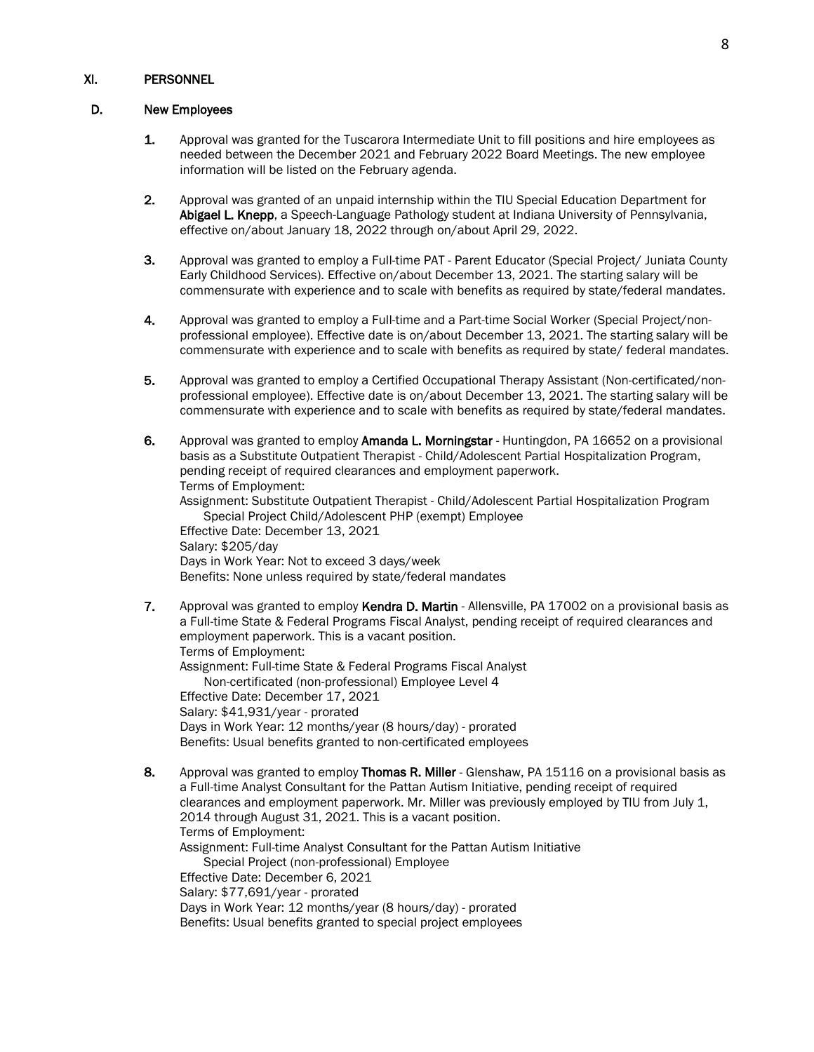## XI. PERSONNEL

### D. New Employees

1. Approval was granted for the Tuscarora Intermediate Unit to fill positions and hire employees as needed between the December 2021 and February 2022 Board Meetings. The new employee information will be listed on the February agenda.

2. Approval was granted of an unpaid internship within the TIU Special Education Department for **Abigael L. Knepp**, a Speech-Language Pathology student at Indiana University of Pennsylvania, effective on/about January 18, 2022 through on/about April 29, 2022.

3. Approval was granted to employ a Full-time PAT - Parent Educator (Special Project/ Juniata County Early Childhood Services). Effective on/about December 13, 2021. The starting salary will be commensurate with experience and to scale with benefits as required by state/federal mandates.

4. Approval was granted to employ a Full-time and a Part-time Social Worker (Special Project/non-professional employee). Effective date is on/about December 13, 2021. The starting salary will be commensurate with experience and to scale with benefits as required by state/ federal mandates.

5. Approval was granted to employ a Certified Occupational Therapy Assistant (Non-certificated/non-professional employee). Effective date is on/about December 13, 2021. The starting salary will be commensurate with experience and to scale with benefits as required by state/federal mandates.

6. Approval was granted to employ **Amanda L. Morningstar** - Huntingdon, PA 16652 on a provisional basis as a Substitute Outpatient Therapist - Child/Adolescent Partial Hospitalization Program, pending receipt of required clearances and employment paperwork.
   Terms of Employment:
   Assignment: Substitute Outpatient Therapist - Child/Adolescent Partial Hospitalization Program
   Special Project Child/Adolescent PHP (exempt) Employee
   Effective Date: December 13, 2021
   Salary: $205/day
   Days in Work Year: Not to exceed 3 days/week
   Benefits: None unless required by state/federal mandates

7. Approval was granted to employ **Kendra D. Martin** - Allensville, PA 17002 on a provisional basis as a Full-time State & Federal Programs Fiscal Analyst, pending receipt of required clearances and employment paperwork. This is a vacant position.
   Terms of Employment:
   Assignment: Full-time State & Federal Programs Fiscal Analyst
   Non-certificated (non-professional) Employee Level 4
   Effective Date: December 17, 2021
   Salary: $41,931/year - prorated
   Days in Work Year: 12 months/year (8 hours/day) - prorated
   Benefits: Usual benefits granted to non-certificated employees

8. Approval was granted to employ **Thomas R. Miller** - Glenshaw, PA 15116 on a provisional basis as a Full-time Analyst Consultant for the Pattan Autism Initiative, pending receipt of required clearances and employment paperwork. Mr. Miller was previously employed by TIU from July 1, 2014 through August 31, 2021. This is a vacant position.
   Terms of Employment:
   Assignment: Full-time Analyst Consultant for the Pattan Autism Initiative
   Special Project (non-professional) Employee
   Effective Date: December 6, 2021
   Salary: $77,691/year - prorated
   Days in Work Year: 12 months/year (8 hours/day) - prorated
   Benefits: Usual benefits granted to special project employees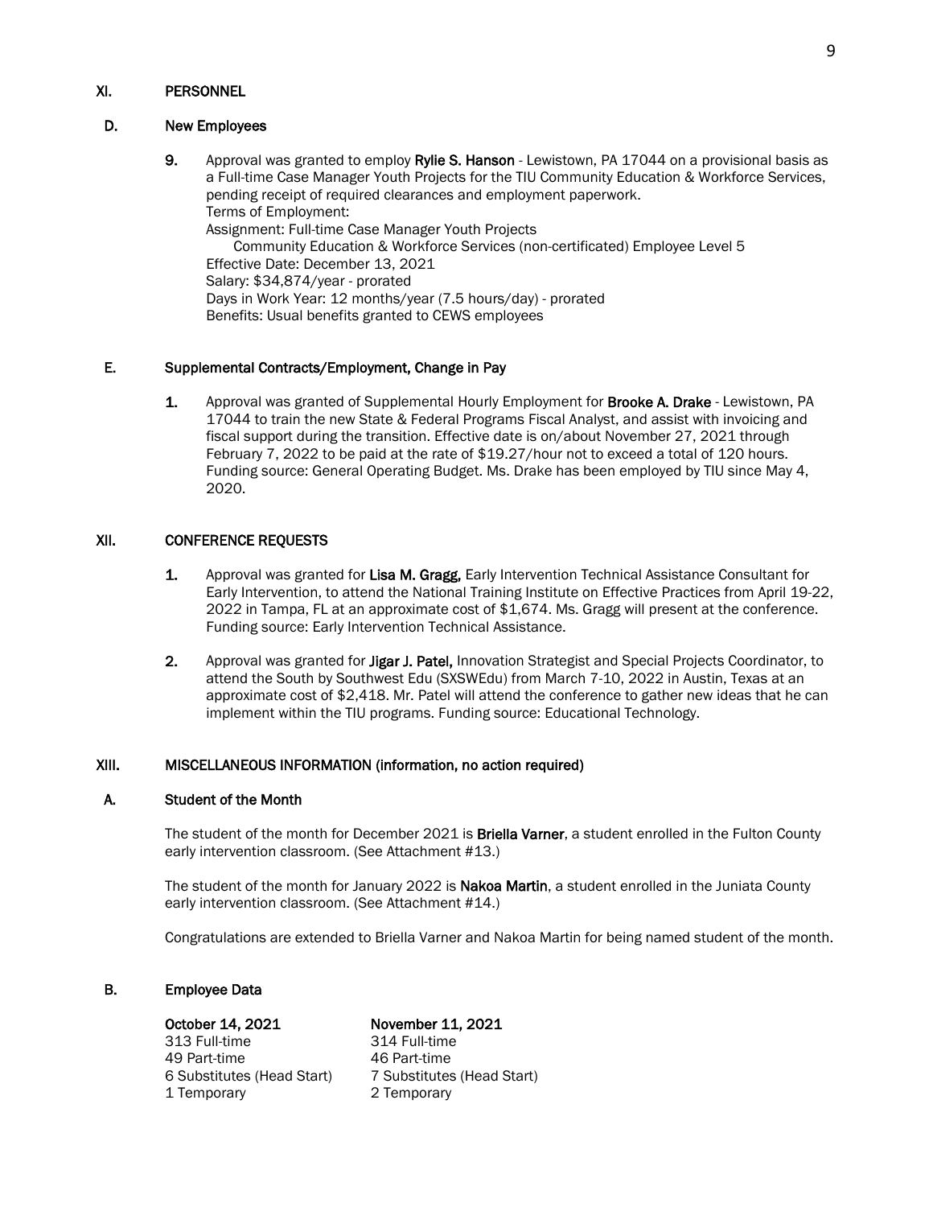## XI. PERSONNEL

### D. New Employees

**9.** Approval was granted to employ **Rylie S. Hanson** - Lewistown, PA 17044 on a provisional basis as a Full-time Case Manager Youth Projects for the TIU Community Education & Workforce Services, pending receipt of required clearances and employment paperwork.
Terms of Employment:
Assignment: Full-time Case Manager Youth Projects
Community Education & Workforce Services (non-certificated) Employee Level 5
Effective Date: December 13, 2021
Salary: $34,874/year - prorated
Days in Work Year: 12 months/year (7.5 hours/day) - prorated
Benefits: Usual benefits granted to CEWS employees

### E. Supplemental Contracts/Employment, Change in Pay

**1.** Approval was granted of Supplemental Hourly Employment for **Brooke A. Drake** - Lewistown, PA 17044 to train the new State & Federal Programs Fiscal Analyst, and assist with invoicing and fiscal support during the transition. Effective date is on/about November 27, 2021 through February 7, 2022 to be paid at the rate of $19.27/hour not to exceed a total of 120 hours. Funding source: General Operating Budget. Ms. Drake has been employed by TIU since May 4, 2020.

## XII. CONFERENCE REQUESTS

**1.** Approval was granted for **Lisa M. Gragg,** Early Intervention Technical Assistance Consultant for Early Intervention, to attend the National Training Institute on Effective Practices from April 19-22, 2022 in Tampa, FL at an approximate cost of $1,674. Ms. Gragg will present at the conference. Funding source: Early Intervention Technical Assistance.

**2.** Approval was granted for **Jigar J. Patel,** Innovation Strategist and Special Projects Coordinator, to attend the South by Southwest Edu (SXSWEdu) from March 7-10, 2022 in Austin, Texas at an approximate cost of $2,418. Mr. Patel will attend the conference to gather new ideas that he can implement within the TIU programs. Funding source: Educational Technology.

## XIII. MISCELLANEOUS INFORMATION (information, no action required)

### A. Student of the Month

The student of the month for December 2021 is **Briella Varner**, a student enrolled in the Fulton County early intervention classroom. (See Attachment #13.)

The student of the month for January 2022 is **Nakoa Martin**, a student enrolled in the Juniata County early intervention classroom. (See Attachment #14.)

Congratulations are extended to Briella Varner and Nakoa Martin for being named student of the month.

### B. Employee Data

| October 14, 2021 | November 11, 2021 |
|---|---|
| 313 Full-time | 314 Full-time |
| 49 Part-time | 46 Part-time |
| 6 Substitutes (Head Start) | 7 Substitutes (Head Start) |
| 1 Temporary | 2 Temporary |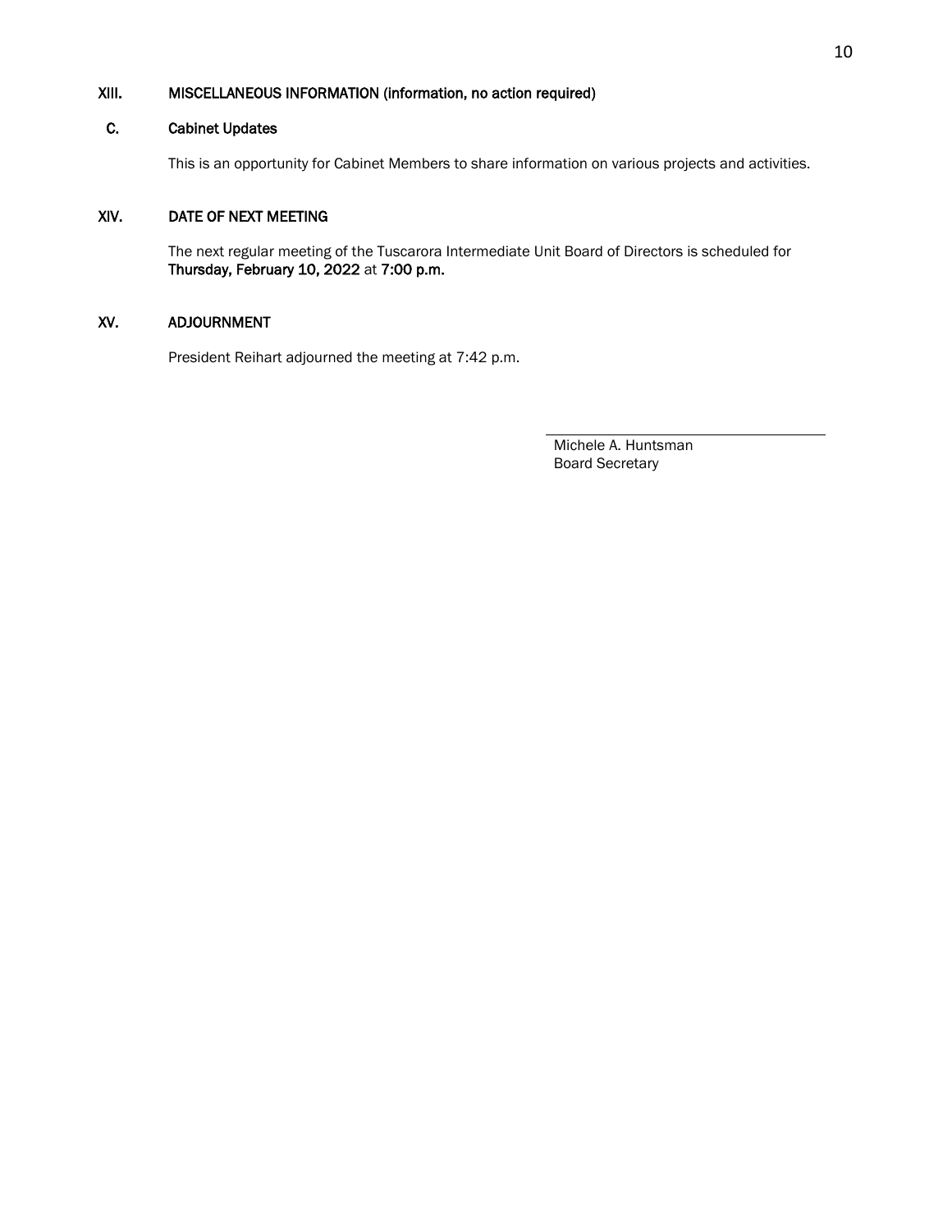## XIII. MISCELLANEOUS INFORMATION (information, no action required)

### C. Cabinet Updates

This is an opportunity for Cabinet Members to share information on various projects and activities.

## XIV. DATE OF NEXT MEETING

The next regular meeting of the Tuscarora Intermediate Unit Board of Directors is scheduled for **Thursday, February 10, 2022** at **7:00 p.m.**

## XV. ADJOURNMENT

President Reihart adjourned the meeting at 7:42 p.m.

Michele A. Huntsman
Board Secretary